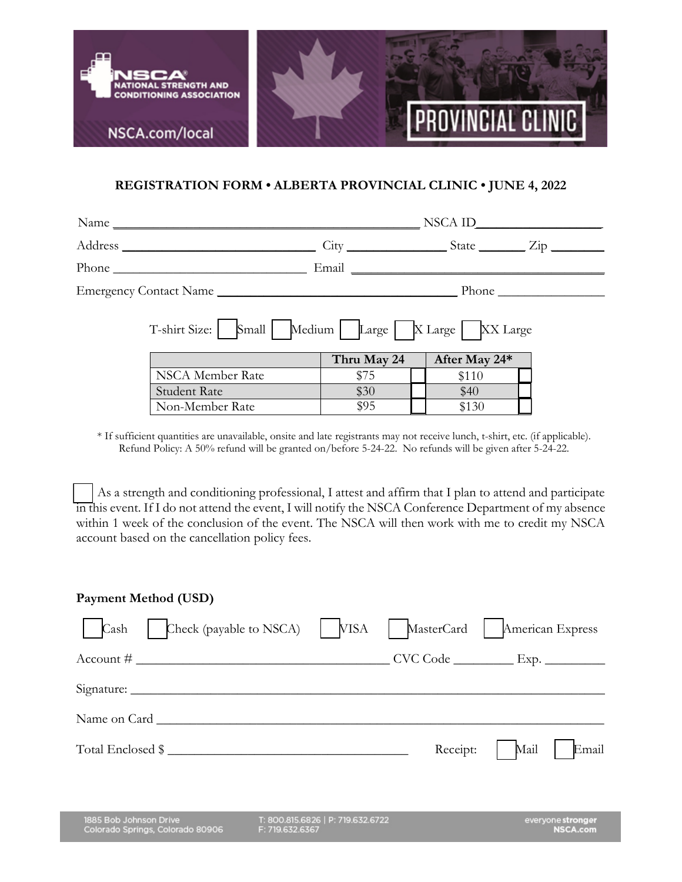NSCA® NATIONAL STRENGTH AND CONDITIONING ASSOCIATION

NSCA.com/local

PROVINCIAL CLINIC

**REGISTRATION FORM • ALBERTA PROVINCIAL CLINIC • JUNE 4, 2022**

Name ______________________________ NSCA ID____________________

Address ______________________ City ______________ State _______ Zip ________

Phone ______________________ Email ______________________________

Emergency Contact Name ______________________________ Phone ________________

T-shirt Size: ☐ Small ☐ Medium ☐ Large ☐ X Large ☐ XX Large

| | Thru May 24 | | After May 24* | |
|---|---|---|---|---|
| NSCA Member Rate | $75 | ☐ | $110 | ☐ |
| Student Rate | $30 | ☐ | $40 | ☐ |
| Non-Member Rate | $95 | ☐ | $130 | ☐ |

\* If sufficient quantities are unavailable, onsite and late registrants may not receive lunch, t-shirt, etc. (if applicable).
Refund Policy: A 50% refund will be granted on/before 5-24-22. No refunds will be given after 5-24-22.

☐ As a strength and conditioning professional, I attest and affirm that I plan to attend and participate in this event. If I do not attend the event, I will notify the NSCA Conference Department of my absence within 1 week of the conclusion of the event. The NSCA will then work with me to credit my NSCA account based on the cancellation policy fees.

**Payment Method (USD)**

☐ Cash ☐ Check (payable to NSCA) ☐ VISA ☐ MasterCard ☐ American Express

Account # ______________________________ CVC Code _________ Exp. _________

Signature: ______________________________________________________________

Name on Card ___________________________________________________________

Total Enclosed $ ______________________________ Receipt: ☐ Mail ☐ Email

1885 Bob Johnson Drive
Colorado Springs, Colorado 80906

T: 800.815.6826 | P: 719.632.6722
F: 719.632.6367

everyone stronger
NSCA.com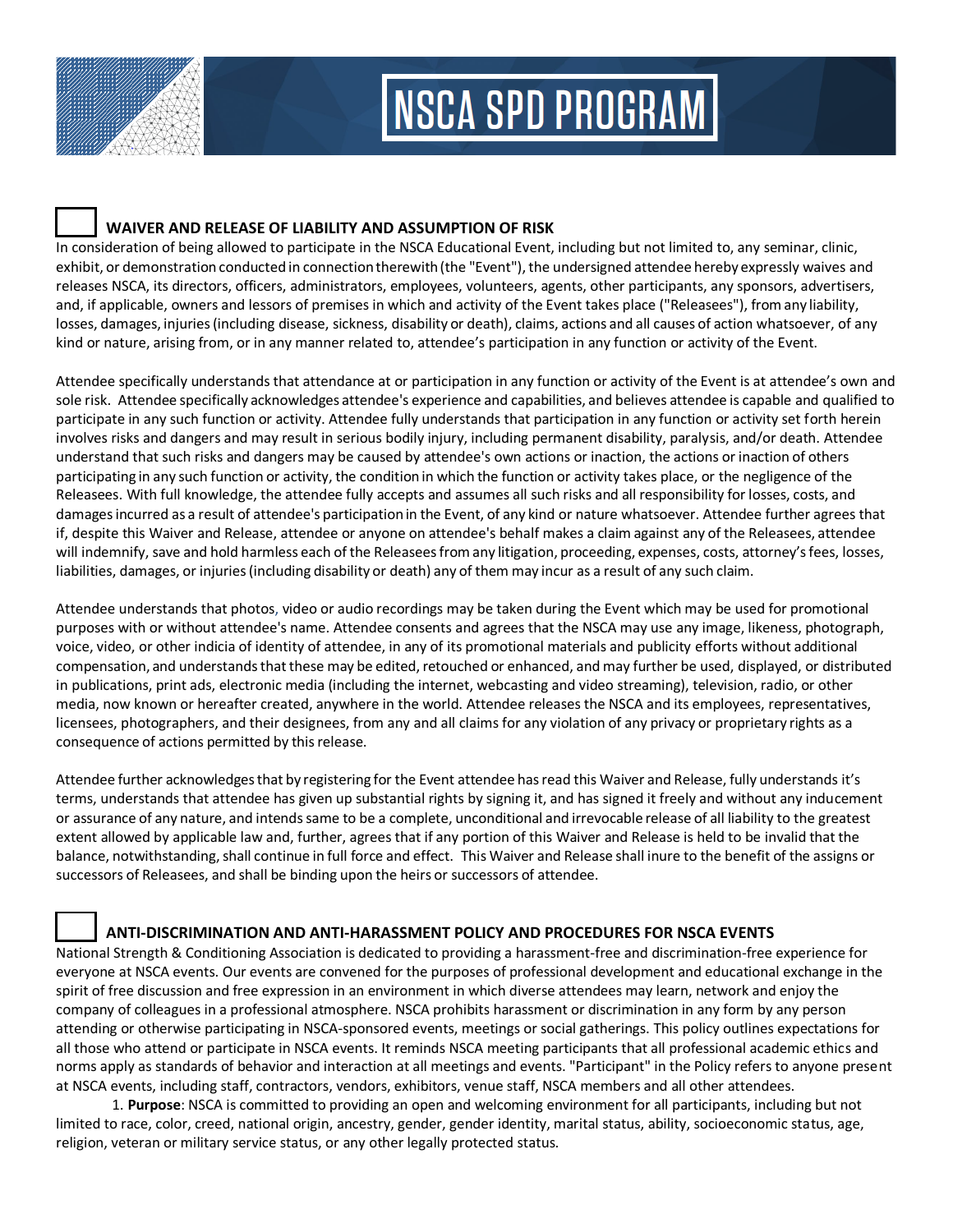# NSCA SPD PROGRAM

## ☐ WAIVER AND RELEASE OF LIABILITY AND ASSUMPTION OF RISK

In consideration of being allowed to participate in the NSCA Educational Event, including but not limited to, any seminar, clinic, exhibit, or demonstration conducted in connection therewith (the "Event"), the undersigned attendee hereby expressly waives and releases NSCA, its directors, officers, administrators, employees, volunteers, agents, other participants, any sponsors, advertisers, and, if applicable, owners and lessors of premises in which and activity of the Event takes place ("Releasees"), from any liability, losses, damages, injuries (including disease, sickness, disability or death), claims, actions and all causes of action whatsoever, of any kind or nature, arising from, or in any manner related to, attendee's participation in any function or activity of the Event.

Attendee specifically understands that attendance at or participation in any function or activity of the Event is at attendee's own and sole risk. Attendee specifically acknowledges attendee's experience and capabilities, and believes attendee is capable and qualified to participate in any such function or activity. Attendee fully understands that participation in any function or activity set forth herein involves risks and dangers and may result in serious bodily injury, including permanent disability, paralysis, and/or death. Attendee understand that such risks and dangers may be caused by attendee's own actions or inaction, the actions or inaction of others participating in any such function or activity, the condition in which the function or activity takes place, or the negligence of the Releasees. With full knowledge, the attendee fully accepts and assumes all such risks and all responsibility for losses, costs, and damages incurred as a result of attendee's participation in the Event, of any kind or nature whatsoever. Attendee further agrees that if, despite this Waiver and Release, attendee or anyone on attendee's behalf makes a claim against any of the Releasees, attendee will indemnify, save and hold harmless each of the Releasees from any litigation, proceeding, expenses, costs, attorney's fees, losses, liabilities, damages, or injuries (including disability or death) any of them may incur as a result of any such claim.

Attendee understands that photos, video or audio recordings may be taken during the Event which may be used for promotional purposes with or without attendee's name. Attendee consents and agrees that the NSCA may use any image, likeness, photograph, voice, video, or other indicia of identity of attendee, in any of its promotional materials and publicity efforts without additional compensation, and understands that these may be edited, retouched or enhanced, and may further be used, displayed, or distributed in publications, print ads, electronic media (including the internet, webcasting and video streaming), television, radio, or other media, now known or hereafter created, anywhere in the world. Attendee releases the NSCA and its employees, representatives, licensees, photographers, and their designees, from any and all claims for any violation of any privacy or proprietary rights as a consequence of actions permitted by this release.

Attendee further acknowledges that by registering for the Event attendee has read this Waiver and Release, fully understands it's terms, understands that attendee has given up substantial rights by signing it, and has signed it freely and without any inducement or assurance of any nature, and intends same to be a complete, unconditional and irrevocable release of all liability to the greatest extent allowed by applicable law and, further, agrees that if any portion of this Waiver and Release is held to be invalid that the balance, notwithstanding, shall continue in full force and effect. This Waiver and Release shall inure to the benefit of the assigns or successors of Releasees, and shall be binding upon the heirs or successors of attendee.

## ☐ ANTI-DISCRIMINATION AND ANTI-HARASSMENT POLICY AND PROCEDURES FOR NSCA EVENTS

National Strength & Conditioning Association is dedicated to providing a harassment-free and discrimination-free experience for everyone at NSCA events. Our events are convened for the purposes of professional development and educational exchange in the spirit of free discussion and free expression in an environment in which diverse attendees may learn, network and enjoy the company of colleagues in a professional atmosphere. NSCA prohibits harassment or discrimination in any form by any person attending or otherwise participating in NSCA-sponsored events, meetings or social gatherings. This policy outlines expectations for all those who attend or participate in NSCA events. It reminds NSCA meeting participants that all professional academic ethics and norms apply as standards of behavior and interaction at all meetings and events. "Participant" in the Policy refers to anyone present at NSCA events, including staff, contractors, vendors, exhibitors, venue staff, NSCA members and all other attendees.

1. **Purpose**: NSCA is committed to providing an open and welcoming environment for all participants, including but not limited to race, color, creed, national origin, ancestry, gender, gender identity, marital status, ability, socioeconomic status, age, religion, veteran or military service status, or any other legally protected status.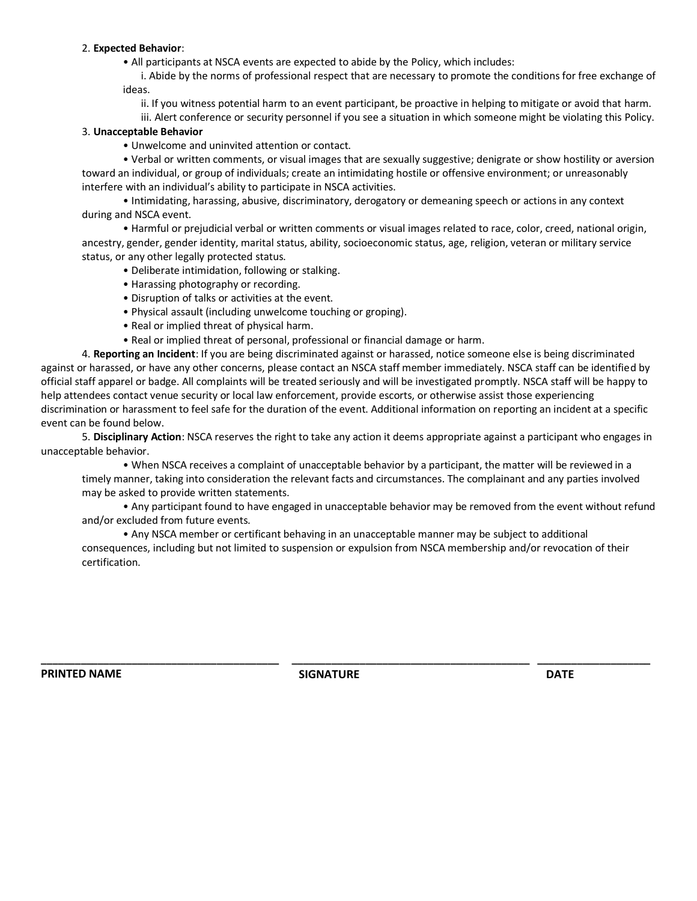2. **Expected Behavior**:

- All participants at NSCA events are expected to abide by the Policy, which includes:
  - i. Abide by the norms of professional respect that are necessary to promote the conditions for free exchange of ideas.
  - ii. If you witness potential harm to an event participant, be proactive in helping to mitigate or avoid that harm.
  - iii. Alert conference or security personnel if you see a situation in which someone might be violating this Policy.

3. **Unacceptable Behavior**

- Unwelcome and uninvited attention or contact.
- Verbal or written comments, or visual images that are sexually suggestive; denigrate or show hostility or aversion toward an individual, or group of individuals; create an intimidating hostile or offensive environment; or unreasonably interfere with an individual's ability to participate in NSCA activities.
- Intimidating, harassing, abusive, discriminatory, derogatory or demeaning speech or actions in any context during and NSCA event.
- Harmful or prejudicial verbal or written comments or visual images related to race, color, creed, national origin, ancestry, gender, gender identity, marital status, ability, socioeconomic status, age, religion, veteran or military service status, or any other legally protected status.
- Deliberate intimidation, following or stalking.
- Harassing photography or recording.
- Disruption of talks or activities at the event.
- Physical assault (including unwelcome touching or groping).
- Real or implied threat of physical harm.
- Real or implied threat of personal, professional or financial damage or harm.

4. **Reporting an Incident**: If you are being discriminated against or harassed, notice someone else is being discriminated against or harassed, or have any other concerns, please contact an NSCA staff member immediately. NSCA staff can be identified by official staff apparel or badge. All complaints will be treated seriously and will be investigated promptly. NSCA staff will be happy to help attendees contact venue security or local law enforcement, provide escorts, or otherwise assist those experiencing discrimination or harassment to feel safe for the duration of the event. Additional information on reporting an incident at a specific event can be found below.

5. **Disciplinary Action**: NSCA reserves the right to take any action it deems appropriate against a participant who engages in unacceptable behavior.

- When NSCA receives a complaint of unacceptable behavior by a participant, the matter will be reviewed in a timely manner, taking into consideration the relevant facts and circumstances. The complainant and any parties involved may be asked to provide written statements.
- Any participant found to have engaged in unacceptable behavior may be removed from the event without refund and/or excluded from future events.
- Any NSCA member or certificant behaving in an unacceptable manner may be subject to additional consequences, including but not limited to suspension or expulsion from NSCA membership and/or revocation of their certification.

| | | |
|---|---|---|
| ______________________________ | ______________________________ | ______________ |
| **PRINTED NAME** | **SIGNATURE** | **DATE** |